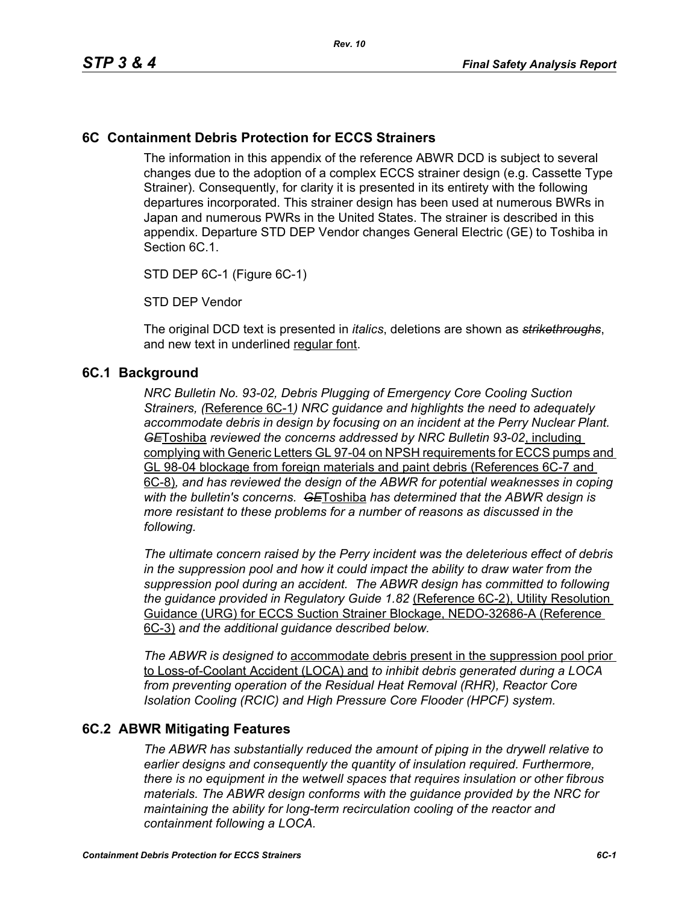# 6C Containment Debris Protection for ECCS Strainers

The information in this appendix of the reference ABWR DCD is subject to several changes due to the adoption of a complex ECCS strainer design (e.g. Cassette Type Strainer). Consequently, for clarity it is presented in its entirety with the following departures incorporated. This strainer design has been used at numerous BWRs in Japan and numerous PWRs in the United States. The strainer is described in this appendix. Departure STD DEP Vendor changes General Electric (GE) to Toshiba in Section 6C.1.

STD DEP 6C-1 (Figure 6C-1)

STD DEP Vendor

The original DCD text is presented in *italics*, deletions are shown as ~~*strikethroughs*~~, and new text in underlined <u>regular font</u>.

## 6C.1 Background

*NRC Bulletin No. 93-02, Debris Plugging of Emergency Core Cooling Suction Strainers, (*<u>Reference 6C-1</u>*) NRC guidance and highlights the need to adequately accommodate debris in design by focusing on an incident at the Perry Nuclear Plant.* ~~*GE*~~<u>Toshiba</u> *reviewed the concerns addressed by NRC Bulletin 93-02*<u>, including complying with Generic Letters GL 97-04 on NPSH requirements for ECCS pumps and GL 98-04 blockage from foreign materials and paint debris (References 6C-7 and 6C-8)</u>*, and has reviewed the design of the ABWR for potential weaknesses in coping with the bulletin's concerns.* ~~*GE*~~<u>Toshiba</u> *has determined that the ABWR design is more resistant to these problems for a number of reasons as discussed in the following.*

*The ultimate concern raised by the Perry incident was the deleterious effect of debris in the suppression pool and how it could impact the ability to draw water from the suppression pool during an accident. The ABWR design has committed to following the guidance provided in Regulatory Guide 1.82* <u>(Reference 6C-2), Utility Resolution Guidance (URG) for ECCS Suction Strainer Blockage, NEDO-32686-A (Reference 6C-3)</u> *and the additional guidance described below.*

*The ABWR is designed to* <u>accommodate debris present in the suppression pool prior to Loss-of-Coolant Accident (LOCA) and</u> *to inhibit debris generated during a LOCA from preventing operation of the Residual Heat Removal (RHR), Reactor Core Isolation Cooling (RCIC) and High Pressure Core Flooder (HPCF) system.*

## 6C.2 ABWR Mitigating Features

*The ABWR has substantially reduced the amount of piping in the drywell relative to earlier designs and consequently the quantity of insulation required. Furthermore, there is no equipment in the wetwell spaces that requires insulation or other fibrous materials. The ABWR design conforms with the guidance provided by the NRC for maintaining the ability for long-term recirculation cooling of the reactor and containment following a LOCA.*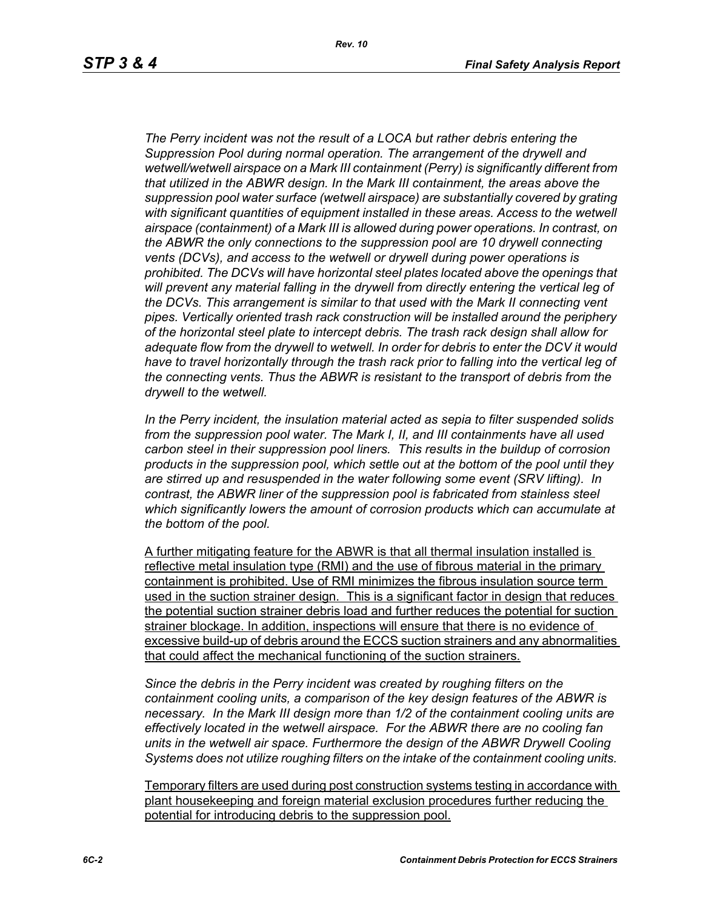*The Perry incident was not the result of a LOCA but rather debris entering the Suppression Pool during normal operation. The arrangement of the drywell and wetwell/wetwell airspace on a Mark III containment (Perry) is significantly different from that utilized in the ABWR design. In the Mark III containment, the areas above the suppression pool water surface (wetwell airspace) are substantially covered by grating with significant quantities of equipment installed in these areas. Access to the wetwell airspace (containment) of a Mark III is allowed during power operations. In contrast, on the ABWR the only connections to the suppression pool are 10 drywell connecting vents (DCVs), and access to the wetwell or drywell during power operations is prohibited. The DCVs will have horizontal steel plates located above the openings that will prevent any material falling in the drywell from directly entering the vertical leg of the DCVs. This arrangement is similar to that used with the Mark II connecting vent pipes. Vertically oriented trash rack construction will be installed around the periphery of the horizontal steel plate to intercept debris. The trash rack design shall allow for adequate flow from the drywell to wetwell. In order for debris to enter the DCV it would have to travel horizontally through the trash rack prior to falling into the vertical leg of the connecting vents. Thus the ABWR is resistant to the transport of debris from the drywell to the wetwell.*

*In the Perry incident, the insulation material acted as sepia to filter suspended solids from the suppression pool water. The Mark I, II, and III containments have all used carbon steel in their suppression pool liners. This results in the buildup of corrosion products in the suppression pool, which settle out at the bottom of the pool until they are stirred up and resuspended in the water following some event (SRV lifting). In contrast, the ABWR liner of the suppression pool is fabricated from stainless steel which significantly lowers the amount of corrosion products which can accumulate at the bottom of the pool.*

A further mitigating feature for the ABWR is that all thermal insulation installed is reflective metal insulation type (RMI) and the use of fibrous material in the primary containment is prohibited. Use of RMI minimizes the fibrous insulation source term used in the suction strainer design. This is a significant factor in design that reduces the potential suction strainer debris load and further reduces the potential for suction strainer blockage. In addition, inspections will ensure that there is no evidence of excessive build-up of debris around the ECCS suction strainers and any abnormalities that could affect the mechanical functioning of the suction strainers.

*Since the debris in the Perry incident was created by roughing filters on the containment cooling units, a comparison of the key design features of the ABWR is necessary. In the Mark III design more than 1/2 of the containment cooling units are effectively located in the wetwell airspace. For the ABWR there are no cooling fan units in the wetwell air space. Furthermore the design of the ABWR Drywell Cooling Systems does not utilize roughing filters on the intake of the containment cooling units.*

Temporary filters are used during post construction systems testing in accordance with plant housekeeping and foreign material exclusion procedures further reducing the potential for introducing debris to the suppression pool.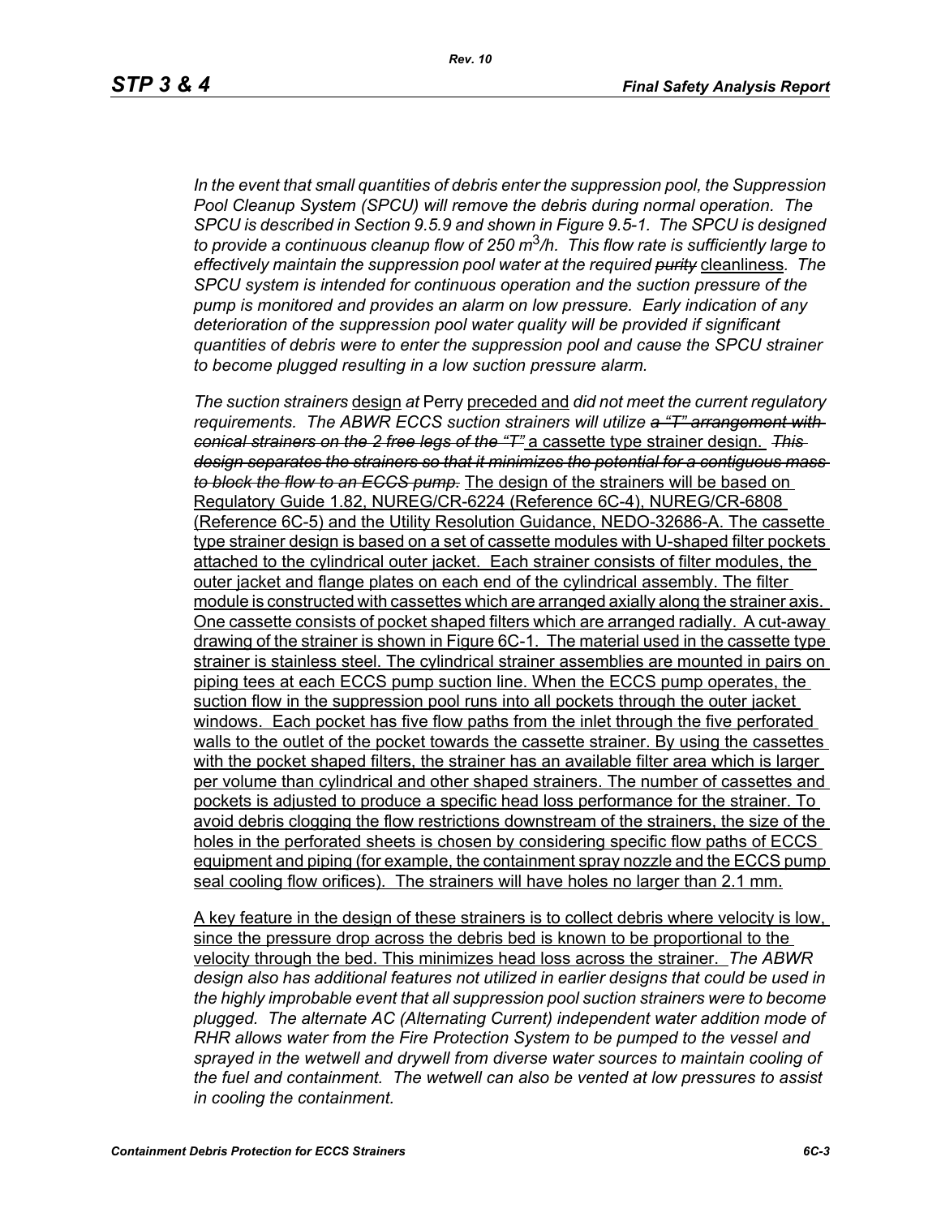*In the event that small quantities of debris enter the suppression pool, the Suppression Pool Cleanup System (SPCU) will remove the debris during normal operation. The SPCU is described in Section 9.5.9 and shown in Figure 9.5-1. The SPCU is designed to provide a continuous cleanup flow of 250 $m^3$/h. This flow rate is sufficiently large to effectively maintain the suppression pool water at the required ~~purity~~* cleanliness*. The SPCU system is intended for continuous operation and the suction pressure of the pump is monitored and provides an alarm on low pressure. Early indication of any deterioration of the suppression pool water quality will be provided if significant quantities of debris were to enter the suppression pool and cause the SPCU strainer to become plugged resulting in a low suction pressure alarm.*

*The suction strainers* design *at* Perry preceded and *did not meet the current regulatory requirements. The ABWR ECCS suction strainers will utilize ~~a "T" arrangement with conical strainers on the 2 free legs of the "T"~~* a cassette type strainer design. *~~This design separates the strainers so that it minimizes the potential for a contiguous mass to block the flow to an ECCS pump.~~* The design of the strainers will be based on Regulatory Guide 1.82, NUREG/CR-6224 (Reference 6C-4), NUREG/CR-6808 (Reference 6C-5) and the Utility Resolution Guidance, NEDO-32686-A. The cassette type strainer design is based on a set of cassette modules with U-shaped filter pockets attached to the cylindrical outer jacket. Each strainer consists of filter modules, the outer jacket and flange plates on each end of the cylindrical assembly. The filter module is constructed with cassettes which are arranged axially along the strainer axis. One cassette consists of pocket shaped filters which are arranged radially. A cut-away drawing of the strainer is shown in Figure 6C-1. The material used in the cassette type strainer is stainless steel. The cylindrical strainer assemblies are mounted in pairs on piping tees at each ECCS pump suction line. When the ECCS pump operates, the suction flow in the suppression pool runs into all pockets through the outer jacket windows. Each pocket has five flow paths from the inlet through the five perforated walls to the outlet of the pocket towards the cassette strainer. By using the cassettes with the pocket shaped filters, the strainer has an available filter area which is larger per volume than cylindrical and other shaped strainers. The number of cassettes and pockets is adjusted to produce a specific head loss performance for the strainer. To avoid debris clogging the flow restrictions downstream of the strainers, the size of the holes in the perforated sheets is chosen by considering specific flow paths of ECCS equipment and piping (for example, the containment spray nozzle and the ECCS pump seal cooling flow orifices). The strainers will have holes no larger than 2.1 mm.

A key feature in the design of these strainers is to collect debris where velocity is low, since the pressure drop across the debris bed is known to be proportional to the velocity through the bed. This minimizes head loss across the strainer. *The ABWR design also has additional features not utilized in earlier designs that could be used in the highly improbable event that all suppression pool suction strainers were to become plugged. The alternate AC (Alternating Current) independent water addition mode of RHR allows water from the Fire Protection System to be pumped to the vessel and sprayed in the wetwell and drywell from diverse water sources to maintain cooling of the fuel and containment. The wetwell can also be vented at low pressures to assist in cooling the containment.*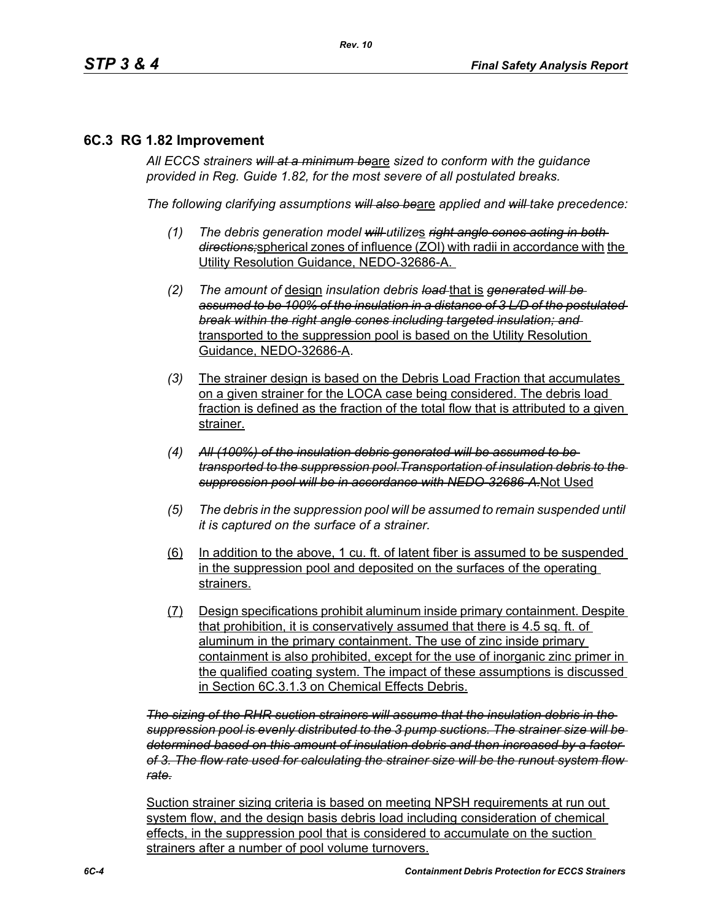## 6C.3 RG 1.82 Improvement

*All ECCS strainers ~~will at a minimum be~~*are *sized to conform with the guidance provided in Reg. Guide 1.82, for the most severe of all postulated breaks.*

*The following clarifying assumptions ~~will also be~~*are *applied and ~~will~~ take precedence:*

(1) *The debris generation model ~~will~~ utilize*s *~~right angle cones acting in both directions;~~*spherical zones of influence (ZOI) with radii in accordance with the Utility Resolution Guidance, NEDO-32686-A.

(2) *The amount of* design *insulation debris ~~load~~* that is *~~generated will be assumed to be 100% of the insulation in a distance of 3 L/D of the postulated break within the right angle cones including targeted insulation; and~~* transported to the suppression pool is based on the Utility Resolution Guidance, NEDO-32686-A.

(3) The strainer design is based on the Debris Load Fraction that accumulates on a given strainer for the LOCA case being considered. The debris load fraction is defined as the fraction of the total flow that is attributed to a given strainer.

(4) *~~All (100%) of the insulation debris generated will be assumed to be transported to the suppression pool.Transportation of insulation debris to the suppression pool will be in accordance with NEDO-32686-A.~~*Not Used

(5) *The debris in the suppression pool will be assumed to remain suspended until it is captured on the surface of a strainer.*

(6) In addition to the above, 1 cu. ft. of latent fiber is assumed to be suspended in the suppression pool and deposited on the surfaces of the operating strainers.

(7) Design specifications prohibit aluminum inside primary containment. Despite that prohibition, it is conservatively assumed that there is 4.5 sq. ft. of aluminum in the primary containment. The use of zinc inside primary containment is also prohibited, except for the use of inorganic zinc primer in the qualified coating system. The impact of these assumptions is discussed in Section 6C.3.1.3 on Chemical Effects Debris.

*~~The sizing of the RHR suction strainers will assume that the insulation debris in the suppression pool is evenly distributed to the 3 pump suctions. The strainer size will be determined based on this amount of insulation debris and then increased by a factor of 3. The flow rate used for calculating the strainer size will be the runout system flow rate.~~*

Suction strainer sizing criteria is based on meeting NPSH requirements at run out system flow, and the design basis debris load including consideration of chemical effects, in the suppression pool that is considered to accumulate on the suction strainers after a number of pool volume turnovers.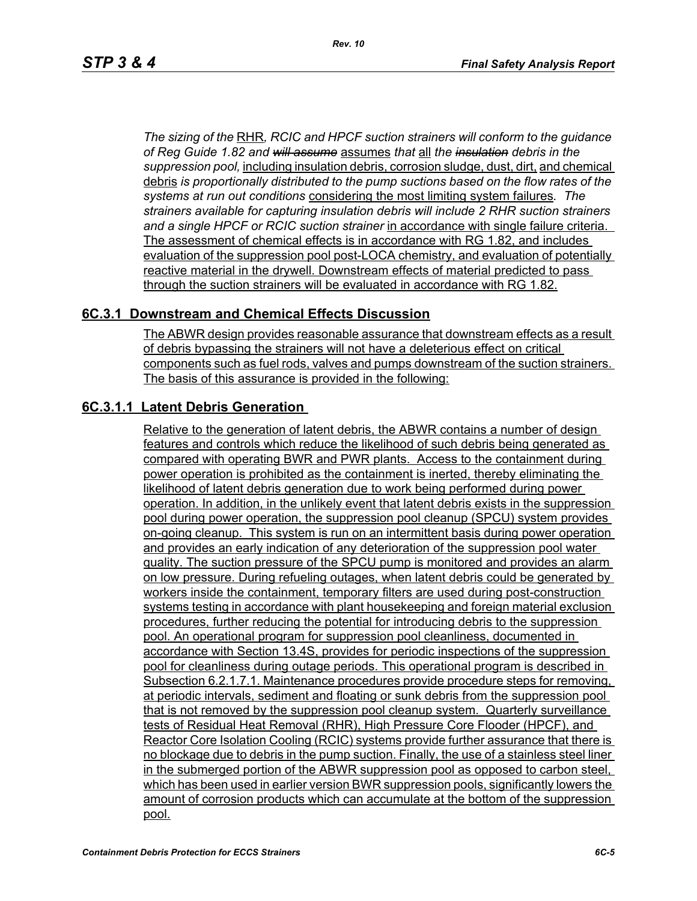*The sizing of the* RHR*, RCIC and HPCF suction strainers will conform to the guidance of Reg Guide 1.82 and ~~will assume~~* assumes *that* all *the ~~insulation~~ debris in the suppression pool,* including insulation debris, corrosion sludge, dust, dirt, and chemical debris *is proportionally distributed to the pump suctions based on the flow rates of the systems at run out conditions* considering the most limiting system failures*. The strainers available for capturing insulation debris will include 2 RHR suction strainers and a single HPCF or RCIC suction strainer* in accordance with single failure criteria. The assessment of chemical effects is in accordance with RG 1.82, and includes evaluation of the suppression pool post-LOCA chemistry, and evaluation of potentially reactive material in the drywell. Downstream effects of material predicted to pass through the suction strainers will be evaluated in accordance with RG 1.82.

## 6C.3.1 Downstream and Chemical Effects Discussion

The ABWR design provides reasonable assurance that downstream effects as a result of debris bypassing the strainers will not have a deleterious effect on critical components such as fuel rods, valves and pumps downstream of the suction strainers. The basis of this assurance is provided in the following:

### 6C.3.1.1 Latent Debris Generation

Relative to the generation of latent debris, the ABWR contains a number of design features and controls which reduce the likelihood of such debris being generated as compared with operating BWR and PWR plants. Access to the containment during power operation is prohibited as the containment is inerted, thereby eliminating the likelihood of latent debris generation due to work being performed during power operation. In addition, in the unlikely event that latent debris exists in the suppression pool during power operation, the suppression pool cleanup (SPCU) system provides on-going cleanup. This system is run on an intermittent basis during power operation and provides an early indication of any deterioration of the suppression pool water quality. The suction pressure of the SPCU pump is monitored and provides an alarm on low pressure. During refueling outages, when latent debris could be generated by workers inside the containment, temporary filters are used during post-construction systems testing in accordance with plant housekeeping and foreign material exclusion procedures, further reducing the potential for introducing debris to the suppression pool. An operational program for suppression pool cleanliness, documented in accordance with Section 13.4S, provides for periodic inspections of the suppression pool for cleanliness during outage periods. This operational program is described in Subsection 6.2.1.7.1. Maintenance procedures provide procedure steps for removing, at periodic intervals, sediment and floating or sunk debris from the suppression pool that is not removed by the suppression pool cleanup system. Quarterly surveillance tests of Residual Heat Removal (RHR), High Pressure Core Flooder (HPCF), and Reactor Core Isolation Cooling (RCIC) systems provide further assurance that there is no blockage due to debris in the pump suction. Finally, the use of a stainless steel liner in the submerged portion of the ABWR suppression pool as opposed to carbon steel, which has been used in earlier version BWR suppression pools, significantly lowers the amount of corrosion products which can accumulate at the bottom of the suppression pool.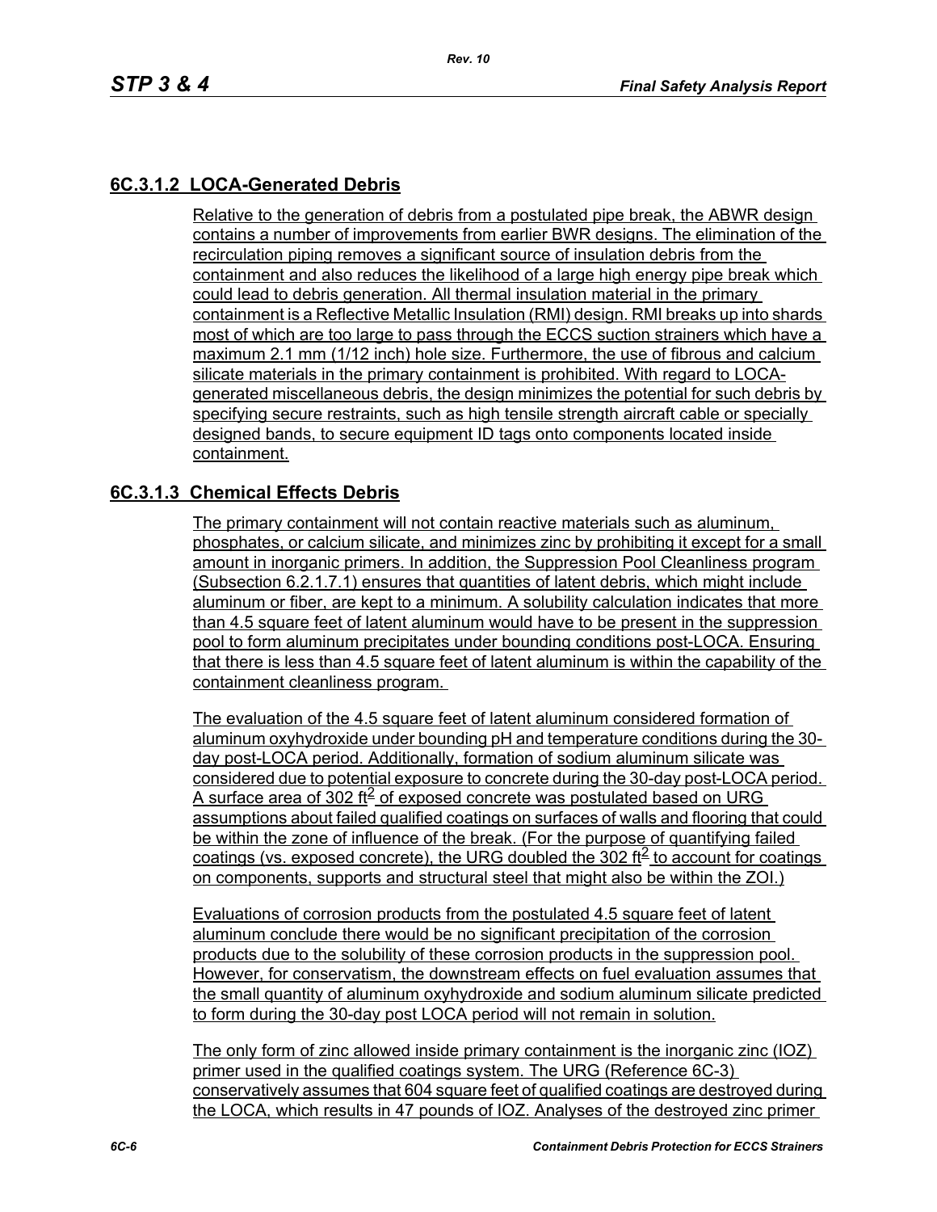## 6C.3.1.2 LOCA-Generated Debris

Relative to the generation of debris from a postulated pipe break, the ABWR design contains a number of improvements from earlier BWR designs. The elimination of the recirculation piping removes a significant source of insulation debris from the containment and also reduces the likelihood of a large high energy pipe break which could lead to debris generation. All thermal insulation material in the primary containment is a Reflective Metallic Insulation (RMI) design. RMI breaks up into shards most of which are too large to pass through the ECCS suction strainers which have a maximum 2.1 mm (1/12 inch) hole size. Furthermore, the use of fibrous and calcium silicate materials in the primary containment is prohibited. With regard to LOCA-generated miscellaneous debris, the design minimizes the potential for such debris by specifying secure restraints, such as high tensile strength aircraft cable or specially designed bands, to secure equipment ID tags onto components located inside containment.

## 6C.3.1.3 Chemical Effects Debris

The primary containment will not contain reactive materials such as aluminum, phosphates, or calcium silicate, and minimizes zinc by prohibiting it except for a small amount in inorganic primers. In addition, the Suppression Pool Cleanliness program (Subsection 6.2.1.7.1) ensures that quantities of latent debris, which might include aluminum or fiber, are kept to a minimum. A solubility calculation indicates that more than 4.5 square feet of latent aluminum would have to be present in the suppression pool to form aluminum precipitates under bounding conditions post-LOCA. Ensuring that there is less than 4.5 square feet of latent aluminum is within the capability of the containment cleanliness program.

The evaluation of the 4.5 square feet of latent aluminum considered formation of aluminum oxyhydroxide under bounding pH and temperature conditions during the 30-day post-LOCA period. Additionally, formation of sodium aluminum silicate was considered due to potential exposure to concrete during the 30-day post-LOCA period. A surface area of 302 $ft^2$ of exposed concrete was postulated based on URG assumptions about failed qualified coatings on surfaces of walls and flooring that could be within the zone of influence of the break. (For the purpose of quantifying failed coatings (vs. exposed concrete), the URG doubled the 302 $ft^2$ to account for coatings on components, supports and structural steel that might also be within the ZOI.)

Evaluations of corrosion products from the postulated 4.5 square feet of latent aluminum conclude there would be no significant precipitation of the corrosion products due to the solubility of these corrosion products in the suppression pool. However, for conservatism, the downstream effects on fuel evaluation assumes that the small quantity of aluminum oxyhydroxide and sodium aluminum silicate predicted to form during the 30-day post LOCA period will not remain in solution.

The only form of zinc allowed inside primary containment is the inorganic zinc (IOZ) primer used in the qualified coatings system. The URG (Reference 6C-3) conservatively assumes that 604 square feet of qualified coatings are destroyed during the LOCA, which results in 47 pounds of IOZ. Analyses of the destroyed zinc primer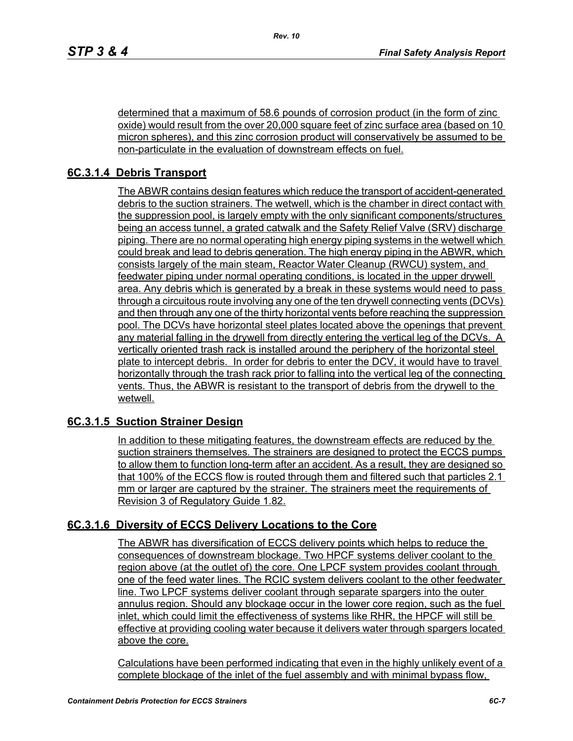determined that a maximum of 58.6 pounds of corrosion product (in the form of zinc oxide) would result from the over 20,000 square feet of zinc surface area (based on 10 micron spheres), and this zinc corrosion product will conservatively be assumed to be non-particulate in the evaluation of downstream effects on fuel.

### 6C.3.1.4 Debris Transport

The ABWR contains design features which reduce the transport of accident-generated debris to the suction strainers. The wetwell, which is the chamber in direct contact with the suppression pool, is largely empty with the only significant components/structures being an access tunnel, a grated catwalk and the Safety Relief Valve (SRV) discharge piping. There are no normal operating high energy piping systems in the wetwell which could break and lead to debris generation. The high energy piping in the ABWR, which consists largely of the main steam, Reactor Water Cleanup (RWCU) system, and feedwater piping under normal operating conditions, is located in the upper drywell area. Any debris which is generated by a break in these systems would need to pass through a circuitous route involving any one of the ten drywell connecting vents (DCVs) and then through any one of the thirty horizontal vents before reaching the suppression pool. The DCVs have horizontal steel plates located above the openings that prevent any material falling in the drywell from directly entering the vertical leg of the DCVs. A vertically oriented trash rack is installed around the periphery of the horizontal steel plate to intercept debris. In order for debris to enter the DCV, it would have to travel horizontally through the trash rack prior to falling into the vertical leg of the connecting vents. Thus, the ABWR is resistant to the transport of debris from the drywell to the wetwell.

### 6C.3.1.5 Suction Strainer Design

In addition to these mitigating features, the downstream effects are reduced by the suction strainers themselves. The strainers are designed to protect the ECCS pumps to allow them to function long-term after an accident. As a result, they are designed so that 100% of the ECCS flow is routed through them and filtered such that particles 2.1 mm or larger are captured by the strainer. The strainers meet the requirements of Revision 3 of Regulatory Guide 1.82.

### 6C.3.1.6 Diversity of ECCS Delivery Locations to the Core

The ABWR has diversification of ECCS delivery points which helps to reduce the consequences of downstream blockage. Two HPCF systems deliver coolant to the region above (at the outlet of) the core. One LPCF system provides coolant through one of the feed water lines. The RCIC system delivers coolant to the other feedwater line. Two LPCF systems deliver coolant through separate spargers into the outer annulus region. Should any blockage occur in the lower core region, such as the fuel inlet, which could limit the effectiveness of systems like RHR, the HPCF will still be effective at providing cooling water because it delivers water through spargers located above the core.

Calculations have been performed indicating that even in the highly unlikely event of a complete blockage of the inlet of the fuel assembly and with minimal bypass flow,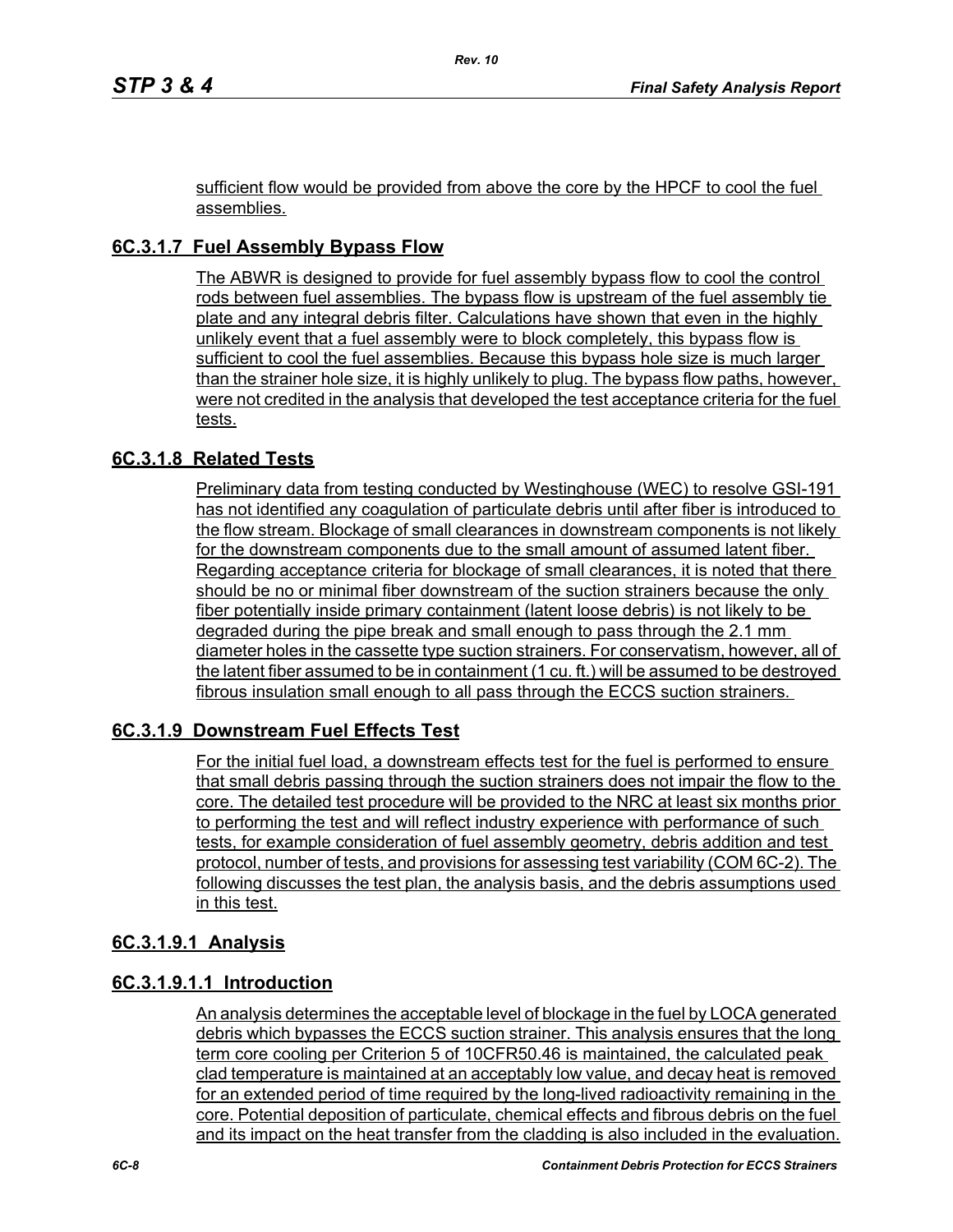sufficient flow would be provided from above the core by the HPCF to cool the fuel assemblies.

## 6C.3.1.7 Fuel Assembly Bypass Flow

The ABWR is designed to provide for fuel assembly bypass flow to cool the control rods between fuel assemblies. The bypass flow is upstream of the fuel assembly tie plate and any integral debris filter. Calculations have shown that even in the highly unlikely event that a fuel assembly were to block completely, this bypass flow is sufficient to cool the fuel assemblies. Because this bypass hole size is much larger than the strainer hole size, it is highly unlikely to plug. The bypass flow paths, however, were not credited in the analysis that developed the test acceptance criteria for the fuel tests.

## 6C.3.1.8 Related Tests

Preliminary data from testing conducted by Westinghouse (WEC) to resolve GSI-191 has not identified any coagulation of particulate debris until after fiber is introduced to the flow stream. Blockage of small clearances in downstream components is not likely for the downstream components due to the small amount of assumed latent fiber. Regarding acceptance criteria for blockage of small clearances, it is noted that there should be no or minimal fiber downstream of the suction strainers because the only fiber potentially inside primary containment (latent loose debris) is not likely to be degraded during the pipe break and small enough to pass through the 2.1 mm diameter holes in the cassette type suction strainers. For conservatism, however, all of the latent fiber assumed to be in containment (1 cu. ft.) will be assumed to be destroyed fibrous insulation small enough to all pass through the ECCS suction strainers.

## 6C.3.1.9 Downstream Fuel Effects Test

For the initial fuel load, a downstream effects test for the fuel is performed to ensure that small debris passing through the suction strainers does not impair the flow to the core. The detailed test procedure will be provided to the NRC at least six months prior to performing the test and will reflect industry experience with performance of such tests, for example consideration of fuel assembly geometry, debris addition and test protocol, number of tests, and provisions for assessing test variability (COM 6C-2). The following discusses the test plan, the analysis basis, and the debris assumptions used in this test.

### 6C.3.1.9.1 Analysis

#### 6C.3.1.9.1.1 Introduction

An analysis determines the acceptable level of blockage in the fuel by LOCA generated debris which bypasses the ECCS suction strainer. This analysis ensures that the long term core cooling per Criterion 5 of 10CFR50.46 is maintained, the calculated peak clad temperature is maintained at an acceptably low value, and decay heat is removed for an extended period of time required by the long-lived radioactivity remaining in the core. Potential deposition of particulate, chemical effects and fibrous debris on the fuel and its impact on the heat transfer from the cladding is also included in the evaluation.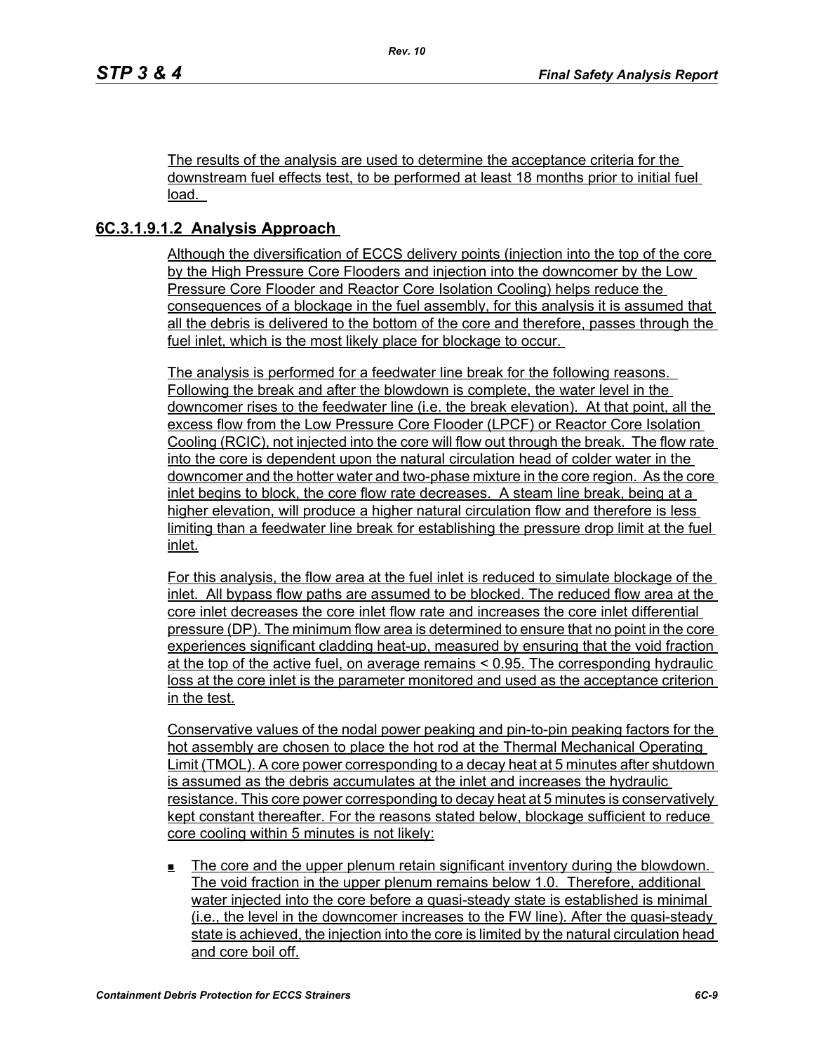The results of the analysis are used to determine the acceptance criteria for the downstream fuel effects test, to be performed at least 18 months prior to initial fuel load.

## 6C.3.1.9.1.2 Analysis Approach

Although the diversification of ECCS delivery points (injection into the top of the core by the High Pressure Core Flooders and injection into the downcomer by the Low Pressure Core Flooder and Reactor Core Isolation Cooling) helps reduce the consequences of a blockage in the fuel assembly, for this analysis it is assumed that all the debris is delivered to the bottom of the core and therefore, passes through the fuel inlet, which is the most likely place for blockage to occur.

The analysis is performed for a feedwater line break for the following reasons. Following the break and after the blowdown is complete, the water level in the downcomer rises to the feedwater line (i.e. the break elevation). At that point, all the excess flow from the Low Pressure Core Flooder (LPCF) or Reactor Core Isolation Cooling (RCIC), not injected into the core will flow out through the break. The flow rate into the core is dependent upon the natural circulation head of colder water in the downcomer and the hotter water and two-phase mixture in the core region. As the core inlet begins to block, the core flow rate decreases. A steam line break, being at a higher elevation, will produce a higher natural circulation flow and therefore is less limiting than a feedwater line break for establishing the pressure drop limit at the fuel inlet.

For this analysis, the flow area at the fuel inlet is reduced to simulate blockage of the inlet. All bypass flow paths are assumed to be blocked. The reduced flow area at the core inlet decreases the core inlet flow rate and increases the core inlet differential pressure (DP). The minimum flow area is determined to ensure that no point in the core experiences significant cladding heat-up, measured by ensuring that the void fraction at the top of the active fuel, on average remains < 0.95. The corresponding hydraulic loss at the core inlet is the parameter monitored and used as the acceptance criterion in the test.

Conservative values of the nodal power peaking and pin-to-pin peaking factors for the hot assembly are chosen to place the hot rod at the Thermal Mechanical Operating Limit (TMOL). A core power corresponding to a decay heat at 5 minutes after shutdown is assumed as the debris accumulates at the inlet and increases the hydraulic resistance. This core power corresponding to decay heat at 5 minutes is conservatively kept constant thereafter. For the reasons stated below, blockage sufficient to reduce core cooling within 5 minutes is not likely:

- The core and the upper plenum retain significant inventory during the blowdown. The void fraction in the upper plenum remains below 1.0. Therefore, additional water injected into the core before a quasi-steady state is established is minimal (i.e., the level in the downcomer increases to the FW line). After the quasi-steady state is achieved, the injection into the core is limited by the natural circulation head and core boil off.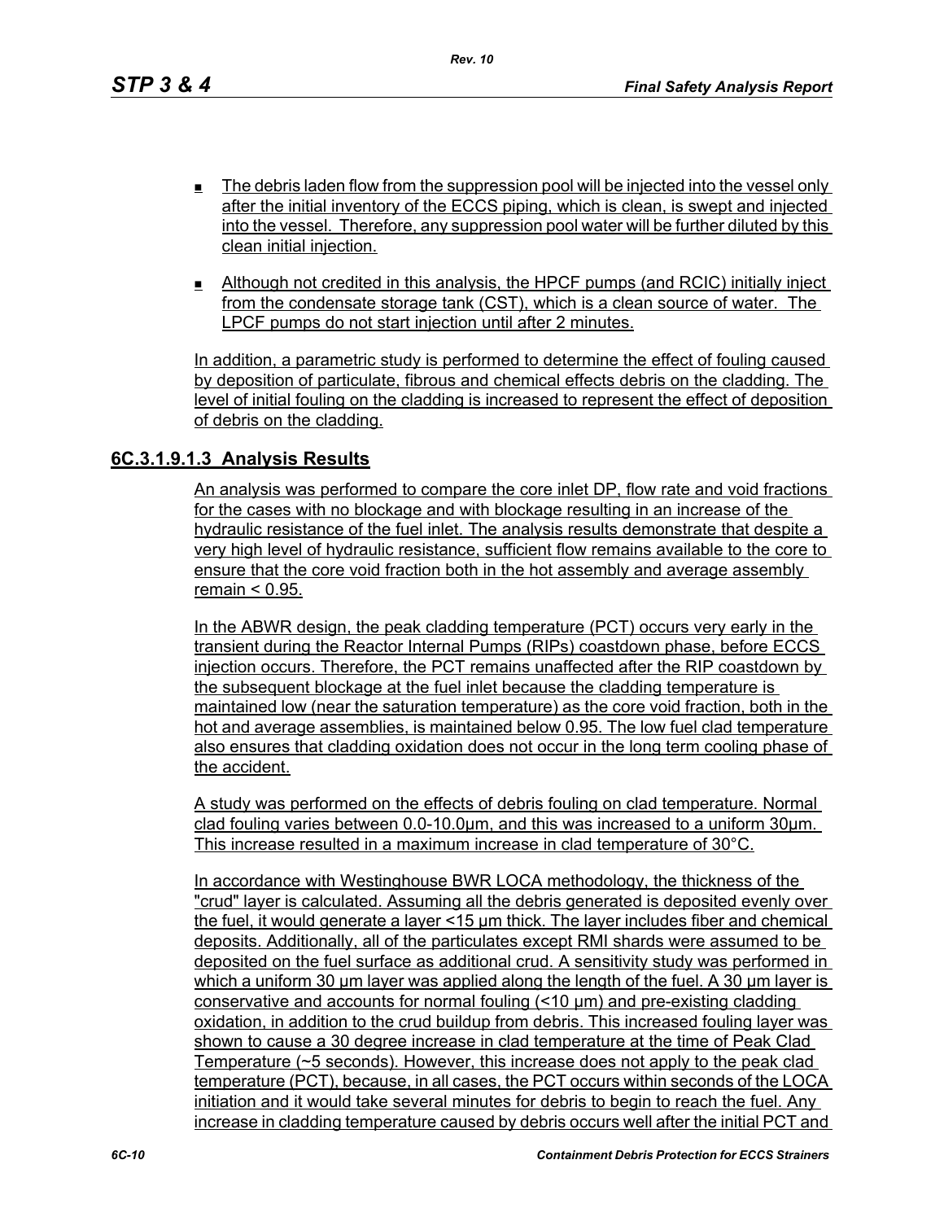- The debris laden flow from the suppression pool will be injected into the vessel only after the initial inventory of the ECCS piping, which is clean, is swept and injected into the vessel. Therefore, any suppression pool water will be further diluted by this clean initial injection.
- Although not credited in this analysis, the HPCF pumps (and RCIC) initially inject from the condensate storage tank (CST), which is a clean source of water. The LPCF pumps do not start injection until after 2 minutes.

In addition, a parametric study is performed to determine the effect of fouling caused by deposition of particulate, fibrous and chemical effects debris on the cladding. The level of initial fouling on the cladding is increased to represent the effect of deposition of debris on the cladding.

### 6C.3.1.9.1.3 Analysis Results

An analysis was performed to compare the core inlet DP, flow rate and void fractions for the cases with no blockage and with blockage resulting in an increase of the hydraulic resistance of the fuel inlet. The analysis results demonstrate that despite a very high level of hydraulic resistance, sufficient flow remains available to the core to ensure that the core void fraction both in the hot assembly and average assembly remain < 0.95.

In the ABWR design, the peak cladding temperature (PCT) occurs very early in the transient during the Reactor Internal Pumps (RIPs) coastdown phase, before ECCS injection occurs. Therefore, the PCT remains unaffected after the RIP coastdown by the subsequent blockage at the fuel inlet because the cladding temperature is maintained low (near the saturation temperature) as the core void fraction, both in the hot and average assemblies, is maintained below 0.95. The low fuel clad temperature also ensures that cladding oxidation does not occur in the long term cooling phase of the accident.

A study was performed on the effects of debris fouling on clad temperature. Normal clad fouling varies between 0.0-10.0μm, and this was increased to a uniform 30μm. This increase resulted in a maximum increase in clad temperature of 30°C.

In accordance with Westinghouse BWR LOCA methodology, the thickness of the "crud" layer is calculated. Assuming all the debris generated is deposited evenly over the fuel, it would generate a layer <15 μm thick. The layer includes fiber and chemical deposits. Additionally, all of the particulates except RMI shards were assumed to be deposited on the fuel surface as additional crud. A sensitivity study was performed in which a uniform 30 μm layer was applied along the length of the fuel. A 30 μm layer is conservative and accounts for normal fouling (<10 μm) and pre-existing cladding oxidation, in addition to the crud buildup from debris. This increased fouling layer was shown to cause a 30 degree increase in clad temperature at the time of Peak Clad Temperature (~5 seconds). However, this increase does not apply to the peak clad temperature (PCT), because, in all cases, the PCT occurs within seconds of the LOCA initiation and it would take several minutes for debris to begin to reach the fuel. Any increase in cladding temperature caused by debris occurs well after the initial PCT and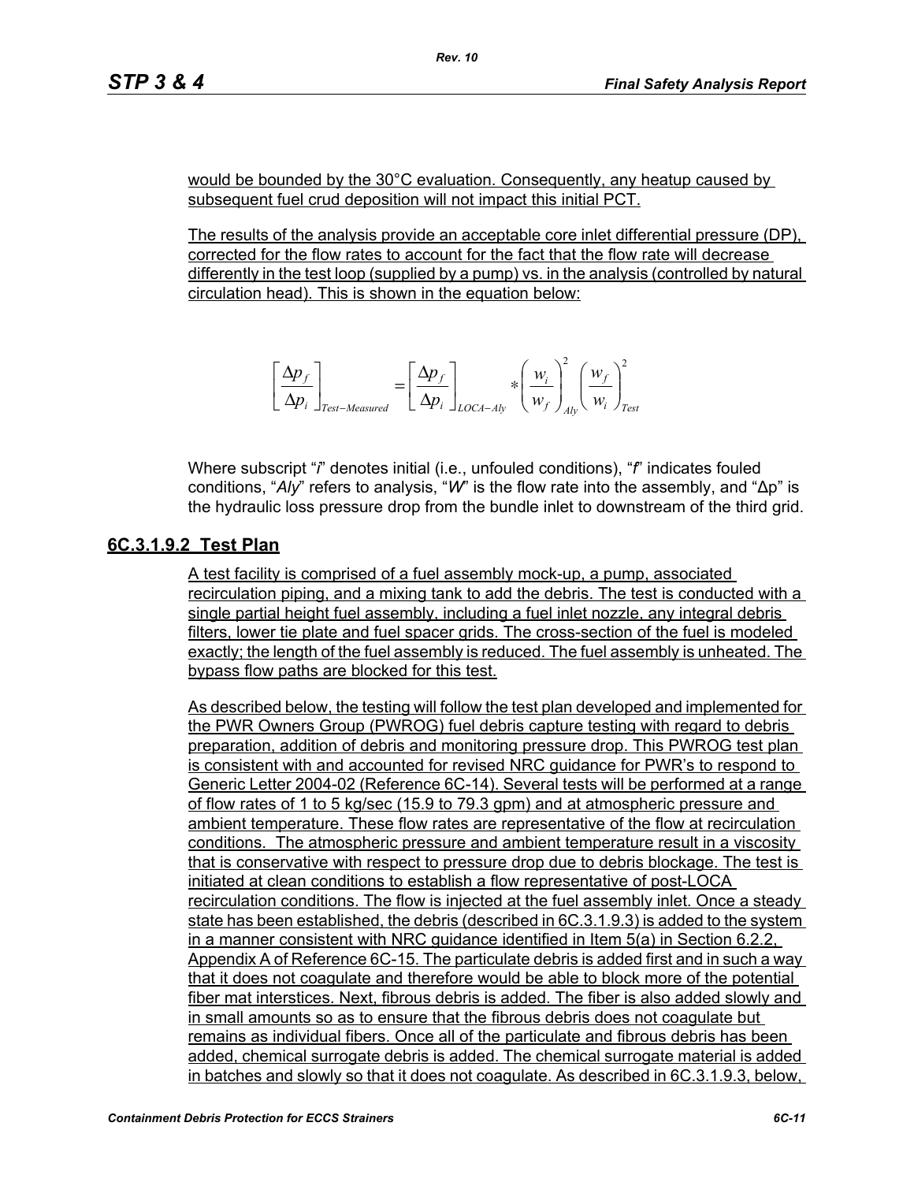would be bounded by the 30°C evaluation. Consequently, any heatup caused by subsequent fuel crud deposition will not impact this initial PCT.

The results of the analysis provide an acceptable core inlet differential pressure (DP), corrected for the flow rates to account for the fact that the flow rate will decrease differently in the test loop (supplied by a pump) vs. in the analysis (controlled by natural circulation head). This is shown in the equation below:

$$\left[\frac{\Delta p_f}{\Delta p_i}\right]_{Test-Measured} = \left[\frac{\Delta p_f}{\Delta p_i}\right]_{LOCA-Aly} * \left(\frac{w_i}{w_f}\right)^2_{Aly} \left(\frac{w_f}{w_i}\right)^2_{Test}$$

Where subscript "*i*" denotes initial (i.e., unfouled conditions), "*f*" indicates fouled conditions, "*Aly*" refers to analysis, "*W*" is the flow rate into the assembly, and "Δp" is the hydraulic loss pressure drop from the bundle inlet to downstream of the third grid.

## 6C.3.1.9.2 Test Plan

A test facility is comprised of a fuel assembly mock-up, a pump, associated recirculation piping, and a mixing tank to add the debris. The test is conducted with a single partial height fuel assembly, including a fuel inlet nozzle, any integral debris filters, lower tie plate and fuel spacer grids. The cross-section of the fuel is modeled exactly; the length of the fuel assembly is reduced. The fuel assembly is unheated. The bypass flow paths are blocked for this test.

As described below, the testing will follow the test plan developed and implemented for the PWR Owners Group (PWROG) fuel debris capture testing with regard to debris preparation, addition of debris and monitoring pressure drop. This PWROG test plan is consistent with and accounted for revised NRC guidance for PWR's to respond to Generic Letter 2004-02 (Reference 6C-14). Several tests will be performed at a range of flow rates of 1 to 5 kg/sec (15.9 to 79.3 gpm) and at atmospheric pressure and ambient temperature. These flow rates are representative of the flow at recirculation conditions. The atmospheric pressure and ambient temperature result in a viscosity that is conservative with respect to pressure drop due to debris blockage. The test is initiated at clean conditions to establish a flow representative of post-LOCA recirculation conditions. The flow is injected at the fuel assembly inlet. Once a steady state has been established, the debris (described in 6C.3.1.9.3) is added to the system in a manner consistent with NRC guidance identified in Item 5(a) in Section 6.2.2, Appendix A of Reference 6C-15. The particulate debris is added first and in such a way that it does not coagulate and therefore would be able to block more of the potential fiber mat interstices. Next, fibrous debris is added. The fiber is also added slowly and in small amounts so as to ensure that the fibrous debris does not coagulate but remains as individual fibers. Once all of the particulate and fibrous debris has been added, chemical surrogate debris is added. The chemical surrogate material is added in batches and slowly so that it does not coagulate. As described in 6C.3.1.9.3, below,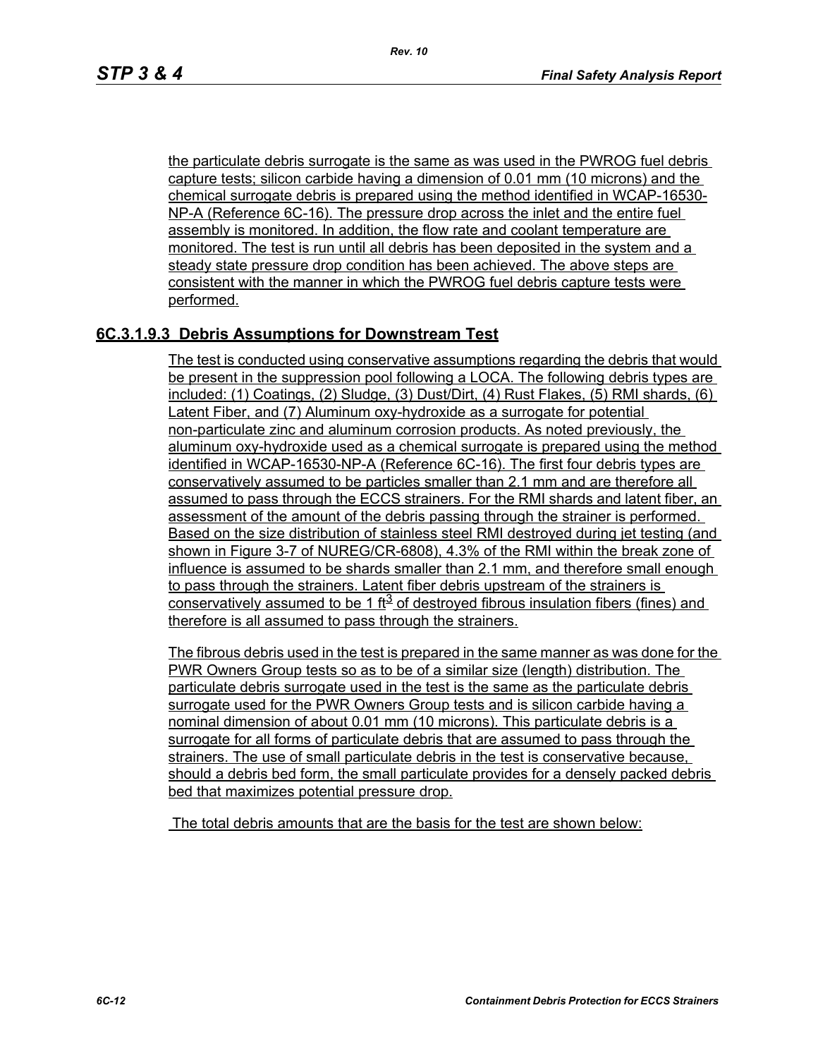the particulate debris surrogate is the same as was used in the PWROG fuel debris capture tests; silicon carbide having a dimension of 0.01 mm (10 microns) and the chemical surrogate debris is prepared using the method identified in WCAP-16530-NP-A (Reference 6C-16). The pressure drop across the inlet and the entire fuel assembly is monitored. In addition, the flow rate and coolant temperature are monitored. The test is run until all debris has been deposited in the system and a steady state pressure drop condition has been achieved. The above steps are consistent with the manner in which the PWROG fuel debris capture tests were performed.

### 6C.3.1.9.3 Debris Assumptions for Downstream Test

The test is conducted using conservative assumptions regarding the debris that would be present in the suppression pool following a LOCA. The following debris types are included: (1) Coatings, (2) Sludge, (3) Dust/Dirt, (4) Rust Flakes, (5) RMI shards, (6) Latent Fiber, and (7) Aluminum oxy-hydroxide as a surrogate for potential non-particulate zinc and aluminum corrosion products. As noted previously, the aluminum oxy-hydroxide used as a chemical surrogate is prepared using the method identified in WCAP-16530-NP-A (Reference 6C-16). The first four debris types are conservatively assumed to be particles smaller than 2.1 mm and are therefore all assumed to pass through the ECCS strainers. For the RMI shards and latent fiber, an assessment of the amount of the debris passing through the strainer is performed. Based on the size distribution of stainless steel RMI destroyed during jet testing (and shown in Figure 3-7 of NUREG/CR-6808), 4.3% of the RMI within the break zone of influence is assumed to be shards smaller than 2.1 mm, and therefore small enough to pass through the strainers. Latent fiber debris upstream of the strainers is conservatively assumed to be 1 $ft^3$ of destroyed fibrous insulation fibers (fines) and therefore is all assumed to pass through the strainers.

The fibrous debris used in the test is prepared in the same manner as was done for the PWR Owners Group tests so as to be of a similar size (length) distribution. The particulate debris surrogate used in the test is the same as the particulate debris surrogate used for the PWR Owners Group tests and is silicon carbide having a nominal dimension of about 0.01 mm (10 microns). This particulate debris is a surrogate for all forms of particulate debris that are assumed to pass through the strainers. The use of small particulate debris in the test is conservative because, should a debris bed form, the small particulate provides for a densely packed debris bed that maximizes potential pressure drop.

The total debris amounts that are the basis for the test are shown below: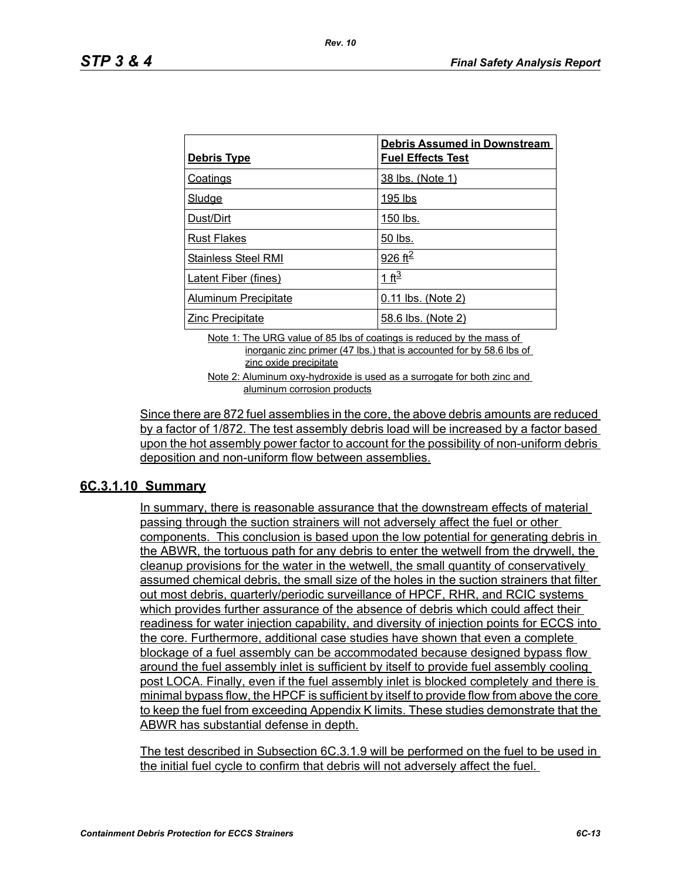| Debris Type | Debris Assumed in Downstream Fuel Effects Test |
| --- | --- |
| Coatings | 38 lbs. (Note 1) |
| Sludge | 195 lbs |
| Dust/Dirt | 150 lbs. |
| Rust Flakes | 50 lbs. |
| Stainless Steel RMI | 926 $ft^2$ |
| Latent Fiber (fines) | 1 $ft^3$ |
| Aluminum Precipitate | 0.11 lbs. (Note 2) |
| Zinc Precipitate | 58.6 lbs. (Note 2) |

Note 1: The URG value of 85 lbs of coatings is reduced by the mass of inorganic zinc primer (47 lbs.) that is accounted for by 58.6 lbs of zinc oxide precipitate

Note 2: Aluminum oxy-hydroxide is used as a surrogate for both zinc and aluminum corrosion products

Since there are 872 fuel assemblies in the core, the above debris amounts are reduced by a factor of 1/872. The test assembly debris load will be increased by a factor based upon the hot assembly power factor to account for the possibility of non-uniform debris deposition and non-uniform flow between assemblies.

### 6C.3.1.10 Summary

In summary, there is reasonable assurance that the downstream effects of material passing through the suction strainers will not adversely affect the fuel or other components. This conclusion is based upon the low potential for generating debris in the ABWR, the tortuous path for any debris to enter the wetwell from the drywell, the cleanup provisions for the water in the wetwell, the small quantity of conservatively assumed chemical debris, the small size of the holes in the suction strainers that filter out most debris, quarterly/periodic surveillance of HPCF, RHR, and RCIC systems which provides further assurance of the absence of debris which could affect their readiness for water injection capability, and diversity of injection points for ECCS into the core. Furthermore, additional case studies have shown that even a complete blockage of a fuel assembly can be accommodated because designed bypass flow around the fuel assembly inlet is sufficient by itself to provide fuel assembly cooling post LOCA. Finally, even if the fuel assembly inlet is blocked completely and there is minimal bypass flow, the HPCF is sufficient by itself to provide flow from above the core to keep the fuel from exceeding Appendix K limits. These studies demonstrate that the ABWR has substantial defense in depth.

The test described in Subsection 6C.3.1.9 will be performed on the fuel to be used in the initial fuel cycle to confirm that debris will not adversely affect the fuel.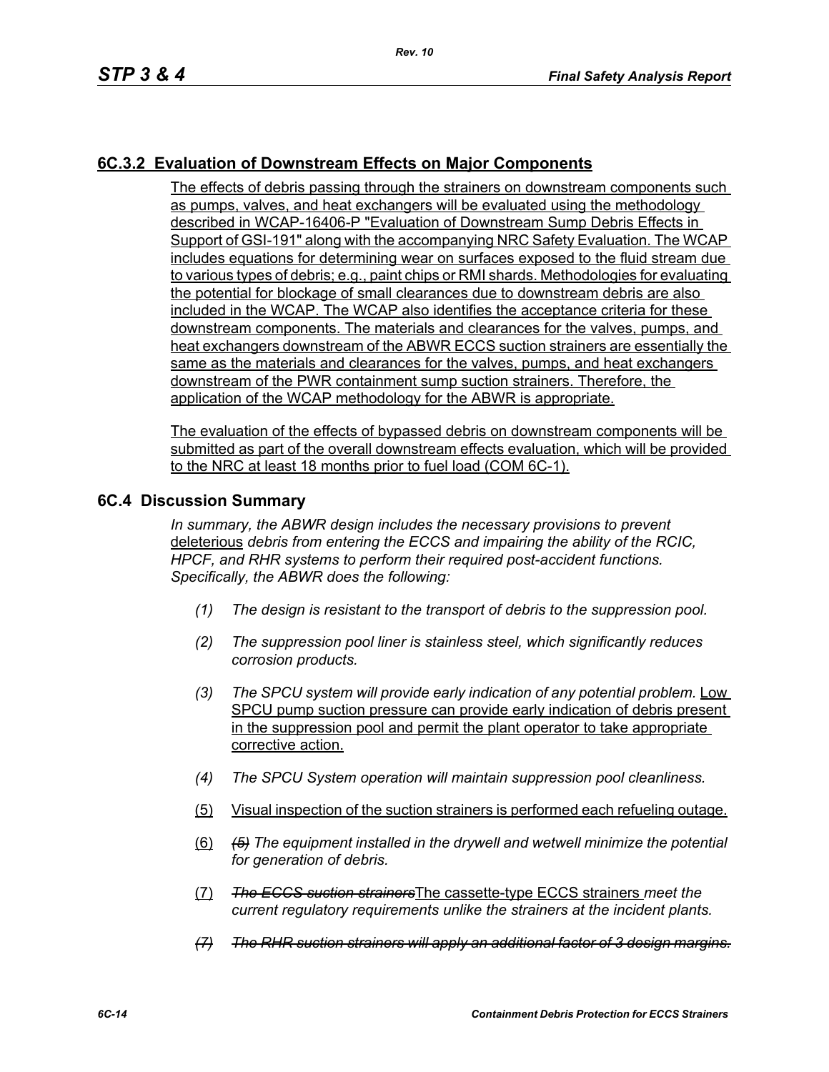## 6C.3.2 Evaluation of Downstream Effects on Major Components

The effects of debris passing through the strainers on downstream components such as pumps, valves, and heat exchangers will be evaluated using the methodology described in WCAP-16406-P "Evaluation of Downstream Sump Debris Effects in Support of GSI-191" along with the accompanying NRC Safety Evaluation. The WCAP includes equations for determining wear on surfaces exposed to the fluid stream due to various types of debris; e.g., paint chips or RMI shards. Methodologies for evaluating the potential for blockage of small clearances due to downstream debris are also included in the WCAP. The WCAP also identifies the acceptance criteria for these downstream components. The materials and clearances for the valves, pumps, and heat exchangers downstream of the ABWR ECCS suction strainers are essentially the same as the materials and clearances for the valves, pumps, and heat exchangers downstream of the PWR containment sump suction strainers. Therefore, the application of the WCAP methodology for the ABWR is appropriate.

The evaluation of the effects of bypassed debris on downstream components will be submitted as part of the overall downstream effects evaluation, which will be provided to the NRC at least 18 months prior to fuel load (COM 6C-1).

## 6C.4 Discussion Summary

*In summary, the ABWR design includes the necessary provisions to prevent* deleterious *debris from entering the ECCS and impairing the ability of the RCIC, HPCF, and RHR systems to perform their required post-accident functions. Specifically, the ABWR does the following:*

*(1) The design is resistant to the transport of debris to the suppression pool.*

*(2) The suppression pool liner is stainless steel, which significantly reduces corrosion products.*

*(3) The SPCU system will provide early indication of any potential problem.* Low SPCU pump suction pressure can provide early indication of debris present in the suppression pool and permit the plant operator to take appropriate corrective action.

*(4) The SPCU System operation will maintain suppression pool cleanliness.*

(5) Visual inspection of the suction strainers is performed each refueling outage.

(6) ~~*(5)*~~ *The equipment installed in the drywell and wetwell minimize the potential for generation of debris.*

(7) ~~*The ECCS suction strainers*~~The cassette-type ECCS strainers *meet the current regulatory requirements unlike the strainers at the incident plants.*

~~*(7) The RHR suction strainers will apply an additional factor of 3 design margins.*~~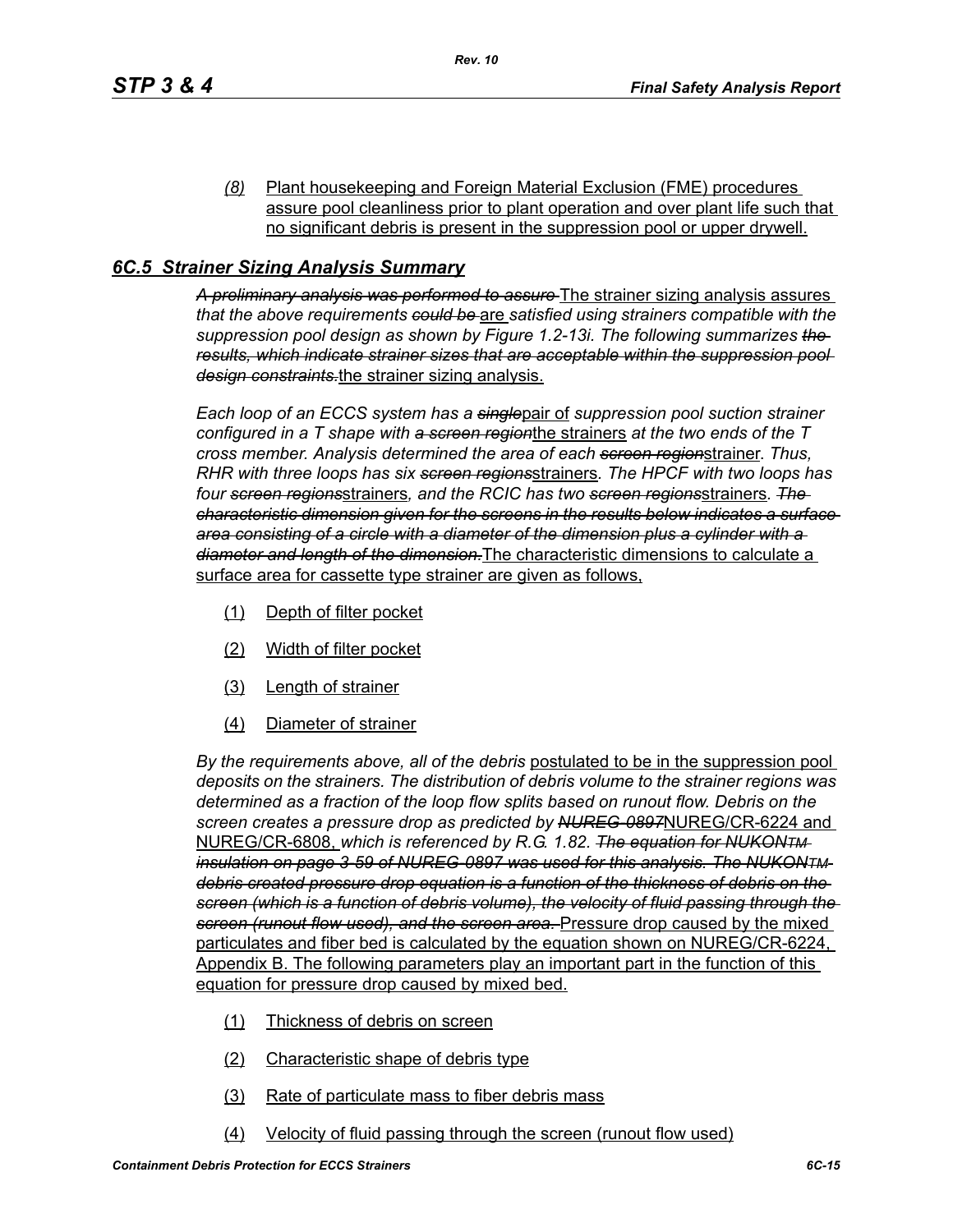*(8)* Plant housekeeping and Foreign Material Exclusion (FME) procedures assure pool cleanliness prior to plant operation and over plant life such that no significant debris is present in the suppression pool or upper drywell.

## *6C.5 Strainer Sizing Analysis Summary*

~~*A preliminary analysis was performed to assure*~~ The strainer sizing analysis assures *that the above requirements* ~~*could be*~~ are *satisfied using strainers compatible with the suppression pool design as shown by Figure 1.2-13i. The following summarizes* ~~*the results, which indicate strainer sizes that are acceptable within the suppression pool design constraints.*~~ the strainer sizing analysis.

*Each loop of an ECCS system has a* ~~*single*~~ pair of *suppression pool suction strainer configured in a T shape with* ~~*a screen region*~~ the strainers *at the two ends of the T cross member. Analysis determined the area of each* ~~*screen region*~~ strainer*. Thus, RHR with three loops has six* ~~*screen regions*~~ strainers*. The HPCF with two loops has four* ~~*screen regions*~~ strainers*, and the RCIC has two* ~~*screen regions*~~ strainers*.* ~~*The characteristic dimension given for the screens in the results below indicates a surface area consisting of a circle with a diameter of the dimension plus a cylinder with a diameter and length of the dimension.*~~ The characteristic dimensions to calculate a surface area for cassette type strainer are given as follows,

(1) Depth of filter pocket

(2) Width of filter pocket

(3) Length of strainer

(4) Diameter of strainer

*By the requirements above, all of the debris* postulated to be in the suppression pool *deposits on the strainers. The distribution of debris volume to the strainer regions was determined as a fraction of the loop flow splits based on runout flow. Debris on the screen creates a pressure drop as predicted by* ~~*NUREG-0897*~~ NUREG/CR-6224 and NUREG/CR-6808, *which is referenced by R.G. 1.82.* ~~*The equation for NUKON™ insulation on page 3-59 of NUREG-0897 was used for this analysis. The NUKON™ debris created pressure drop equation is a function of the thickness of debris on the screen (which is a function of debris volume), the velocity of fluid passing through the screen (runout flow used), and the screen area.*~~ Pressure drop caused by the mixed particulates and fiber bed is calculated by the equation shown on NUREG/CR-6224, Appendix B. The following parameters play an important part in the function of this equation for pressure drop caused by mixed bed.

(1) Thickness of debris on screen

(2) Characteristic shape of debris type

(3) Rate of particulate mass to fiber debris mass

(4) Velocity of fluid passing through the screen (runout flow used)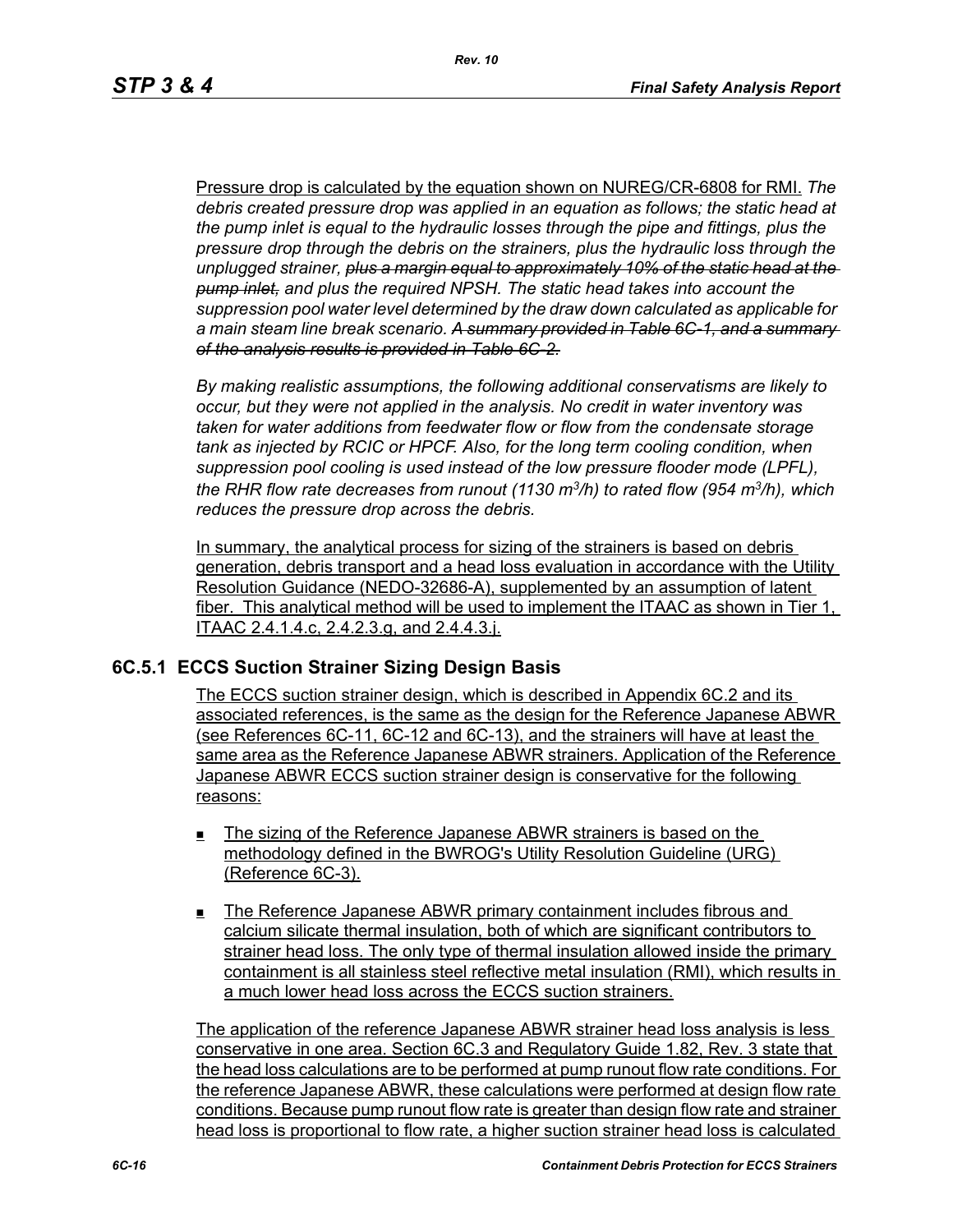Pressure drop is calculated by the equation shown on NUREG/CR-6808 for RMI. *The debris created pressure drop was applied in an equation as follows; the static head at the pump inlet is equal to the hydraulic losses through the pipe and fittings, plus the pressure drop through the debris on the strainers, plus the hydraulic loss through the unplugged strainer, ~~plus a margin equal to approximately 10% of the static head at the pump inlet,~~ and plus the required NPSH. The static head takes into account the suppression pool water level determined by the draw down calculated as applicable for a main steam line break scenario. ~~A summary provided in Table 6C-1, and a summary of the analysis results is provided in Table 6C-2.~~*

*By making realistic assumptions, the following additional conservatisms are likely to occur, but they were not applied in the analysis. No credit in water inventory was taken for water additions from feedwater flow or flow from the condensate storage tank as injected by RCIC or HPCF. Also, for the long term cooling condition, when suppression pool cooling is used instead of the low pressure flooder mode (LPFL), the RHR flow rate decreases from runout (1130 $m^3/h$) to rated flow (954 $m^3/h$), which reduces the pressure drop across the debris.*

In summary, the analytical process for sizing of the strainers is based on debris generation, debris transport and a head loss evaluation in accordance with the Utility Resolution Guidance (NEDO-32686-A), supplemented by an assumption of latent fiber. This analytical method will be used to implement the ITAAC as shown in Tier 1, ITAAC 2.4.1.4.c, 2.4.2.3.g, and 2.4.4.3.j.

## 6C.5.1 ECCS Suction Strainer Sizing Design Basis

The ECCS suction strainer design, which is described in Appendix 6C.2 and its associated references, is the same as the design for the Reference Japanese ABWR (see References 6C-11, 6C-12 and 6C-13), and the strainers will have at least the same area as the Reference Japanese ABWR strainers. Application of the Reference Japanese ABWR ECCS suction strainer design is conservative for the following reasons:

- The sizing of the Reference Japanese ABWR strainers is based on the methodology defined in the BWROG's Utility Resolution Guideline (URG) (Reference 6C-3).
- The Reference Japanese ABWR primary containment includes fibrous and calcium silicate thermal insulation, both of which are significant contributors to strainer head loss. The only type of thermal insulation allowed inside the primary containment is all stainless steel reflective metal insulation (RMI), which results in a much lower head loss across the ECCS suction strainers.

The application of the reference Japanese ABWR strainer head loss analysis is less conservative in one area. Section 6C.3 and Regulatory Guide 1.82, Rev. 3 state that the head loss calculations are to be performed at pump runout flow rate conditions. For the reference Japanese ABWR, these calculations were performed at design flow rate conditions. Because pump runout flow rate is greater than design flow rate and strainer head loss is proportional to flow rate, a higher suction strainer head loss is calculated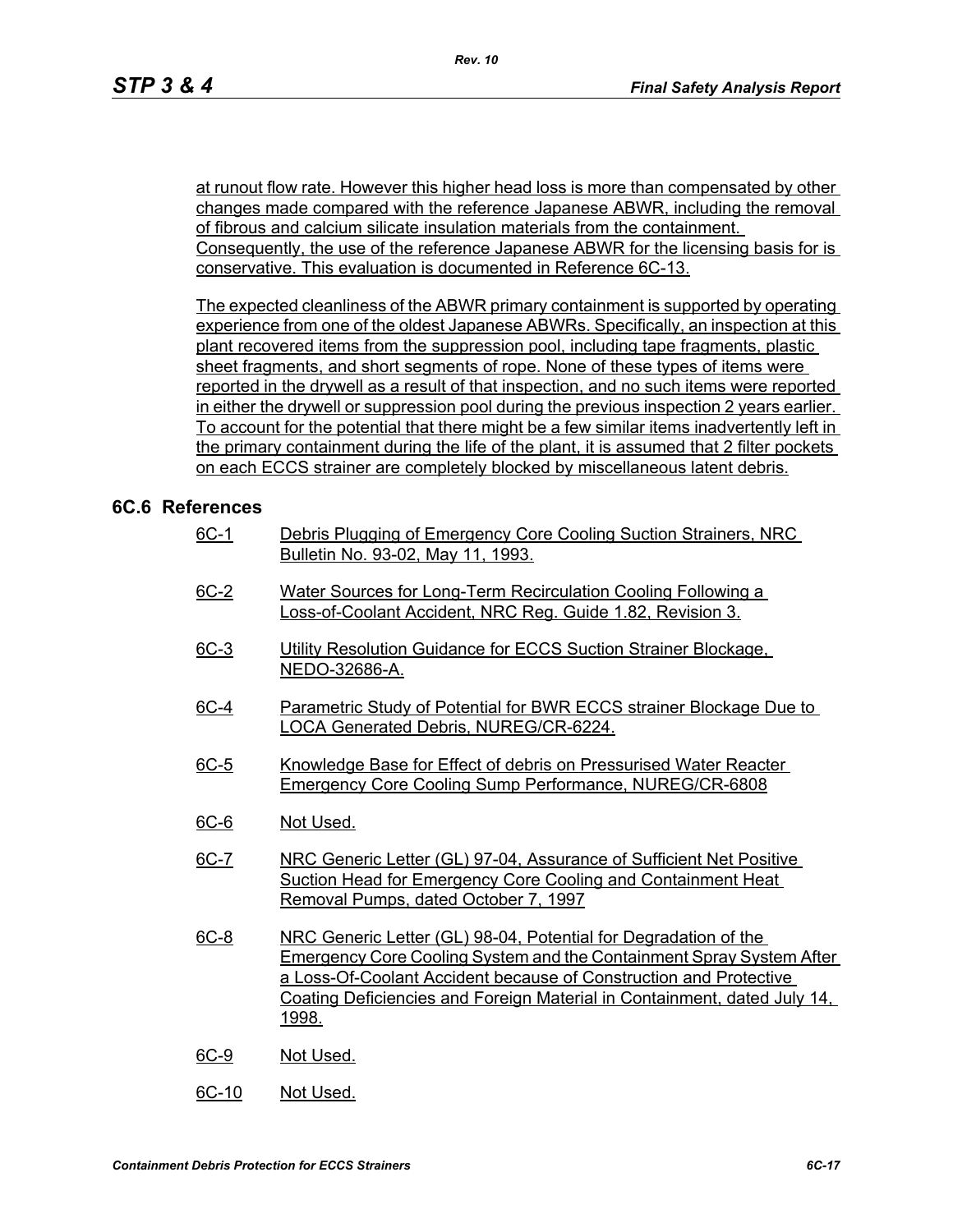at runout flow rate. However this higher head loss is more than compensated by other changes made compared with the reference Japanese ABWR, including the removal of fibrous and calcium silicate insulation materials from the containment. Consequently, the use of the reference Japanese ABWR for the licensing basis for is conservative. This evaluation is documented in Reference 6C-13.

The expected cleanliness of the ABWR primary containment is supported by operating experience from one of the oldest Japanese ABWRs. Specifically, an inspection at this plant recovered items from the suppression pool, including tape fragments, plastic sheet fragments, and short segments of rope. None of these types of items were reported in the drywell as a result of that inspection, and no such items were reported in either the drywell or suppression pool during the previous inspection 2 years earlier. To account for the potential that there might be a few similar items inadvertently left in the primary containment during the life of the plant, it is assumed that 2 filter pockets on each ECCS strainer are completely blocked by miscellaneous latent debris.

## 6C.6 References

- 6C-1 Debris Plugging of Emergency Core Cooling Suction Strainers, NRC Bulletin No. 93-02, May 11, 1993.
- 6C-2 Water Sources for Long-Term Recirculation Cooling Following a Loss-of-Coolant Accident, NRC Reg. Guide 1.82, Revision 3.
- 6C-3 Utility Resolution Guidance for ECCS Suction Strainer Blockage, NEDO-32686-A.
- 6C-4 Parametric Study of Potential for BWR ECCS strainer Blockage Due to LOCA Generated Debris, NUREG/CR-6224.
- 6C-5 Knowledge Base for Effect of debris on Pressurised Water Reacter Emergency Core Cooling Sump Performance, NUREG/CR-6808
- 6C-6 Not Used.
- 6C-7 NRC Generic Letter (GL) 97-04, Assurance of Sufficient Net Positive Suction Head for Emergency Core Cooling and Containment Heat Removal Pumps, dated October 7, 1997
- 6C-8 NRC Generic Letter (GL) 98-04, Potential for Degradation of the Emergency Core Cooling System and the Containment Spray System After a Loss-Of-Coolant Accident because of Construction and Protective Coating Deficiencies and Foreign Material in Containment, dated July 14, 1998.
- 6C-9 Not Used.
- 6C-10 Not Used.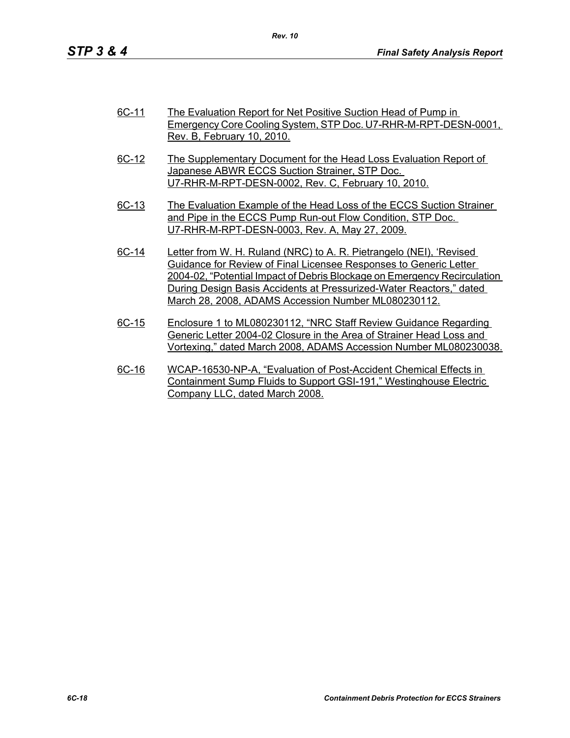6C-11 The Evaluation Report for Net Positive Suction Head of Pump in Emergency Core Cooling System, STP Doc. U7-RHR-M-RPT-DESN-0001, Rev. B, February 10, 2010.

6C-12 The Supplementary Document for the Head Loss Evaluation Report of Japanese ABWR ECCS Suction Strainer, STP Doc. U7-RHR-M-RPT-DESN-0002, Rev. C, February 10, 2010.

6C-13 The Evaluation Example of the Head Loss of the ECCS Suction Strainer and Pipe in the ECCS Pump Run-out Flow Condition, STP Doc. U7-RHR-M-RPT-DESN-0003, Rev. A, May 27, 2009.

6C-14 Letter from W. H. Ruland (NRC) to A. R. Pietrangelo (NEI), 'Revised Guidance for Review of Final Licensee Responses to Generic Letter 2004-02, "Potential Impact of Debris Blockage on Emergency Recirculation During Design Basis Accidents at Pressurized-Water Reactors," dated March 28, 2008, ADAMS Accession Number ML080230112.

6C-15 Enclosure 1 to ML080230112, "NRC Staff Review Guidance Regarding Generic Letter 2004-02 Closure in the Area of Strainer Head Loss and Vortexing," dated March 2008, ADAMS Accession Number ML080230038.

6C-16 WCAP-16530-NP-A, "Evaluation of Post-Accident Chemical Effects in Containment Sump Fluids to Support GSI-191," Westinghouse Electric Company LLC, dated March 2008.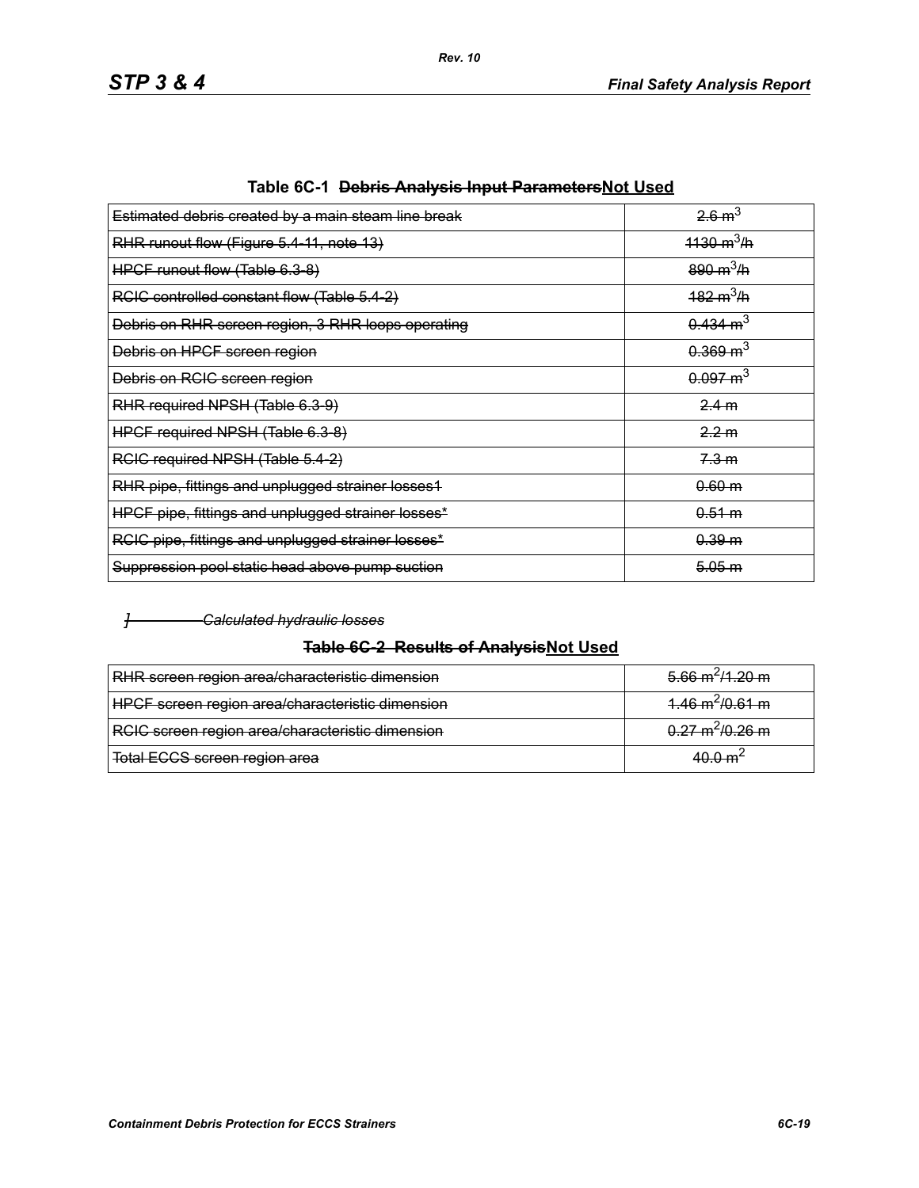**Table 6C-1 ~~Debris Analysis Input Parameters~~Not Used**

| ~~Estimated debris created by a main steam line break~~ | ~~$2.6\ m^3$~~ |
|---|---|
| ~~RHR runout flow (Figure 5.4-11, note 13)~~ | ~~$1130\ m^3/h$~~ |
| ~~HPCF runout flow (Table 6.3-8)~~ | ~~$890\ m^3/h$~~ |
| ~~RCIC controlled constant flow (Table 5.4-2)~~ | ~~$182\ m^3/h$~~ |
| ~~Debris on RHR screen region, 3 RHR loops operating~~ | ~~$0.434\ m^3$~~ |
| ~~Debris on HPCF screen region~~ | ~~$0.369\ m^3$~~ |
| ~~Debris on RCIC screen region~~ | ~~$0.097\ m^3$~~ |
| ~~RHR required NPSH (Table 6.3-9)~~ | ~~2.4 m~~ |
| ~~HPCF required NPSH (Table 6.3-8)~~ | ~~2.2 m~~ |
| ~~RCIC required NPSH (Table 5.4-2)~~ | ~~7.3 m~~ |
| ~~RHR pipe, fittings and unplugged strainer losses1~~ | ~~0.60 m~~ |
| ~~HPCF pipe, fittings and unplugged strainer losses*~~ | ~~0.51 m~~ |
| ~~RCIC pipe, fittings and unplugged strainer losses*~~ | ~~0.39 m~~ |
| ~~Suppression pool static head above pump suction~~ | ~~5.05 m~~ |

*~~]~~ ~~Calculated hydraulic losses~~*

**~~Table 6C-2 Results of Analysis~~Not Used**

| ~~RHR screen region area/characteristic dimension~~ | ~~$5.66\ m^2/1.20\ m$~~ |
|---|---|
| ~~HPCF screen region area/characteristic dimension~~ | ~~$1.46\ m^2/0.61\ m$~~ |
| ~~RCIC screen region area/characteristic dimension~~ | ~~$0.27\ m^2/0.26\ m$~~ |
| ~~Total ECCS screen region area~~ | ~~$40.0\ m^2$~~ |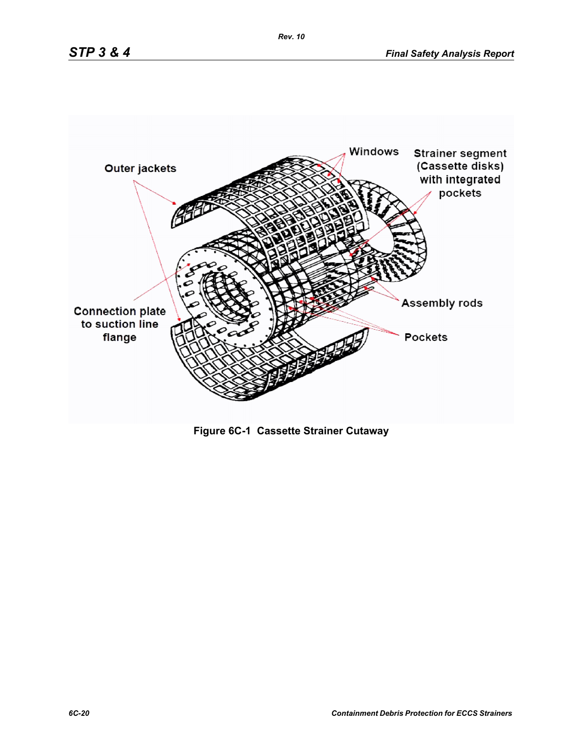Outer jackets

Windows

Strainer segment (Cassette disks) with integrated pockets

Connection plate to suction line flange

Assembly rods

Pockets

Figure 6C-1 Cassette Strainer Cutaway